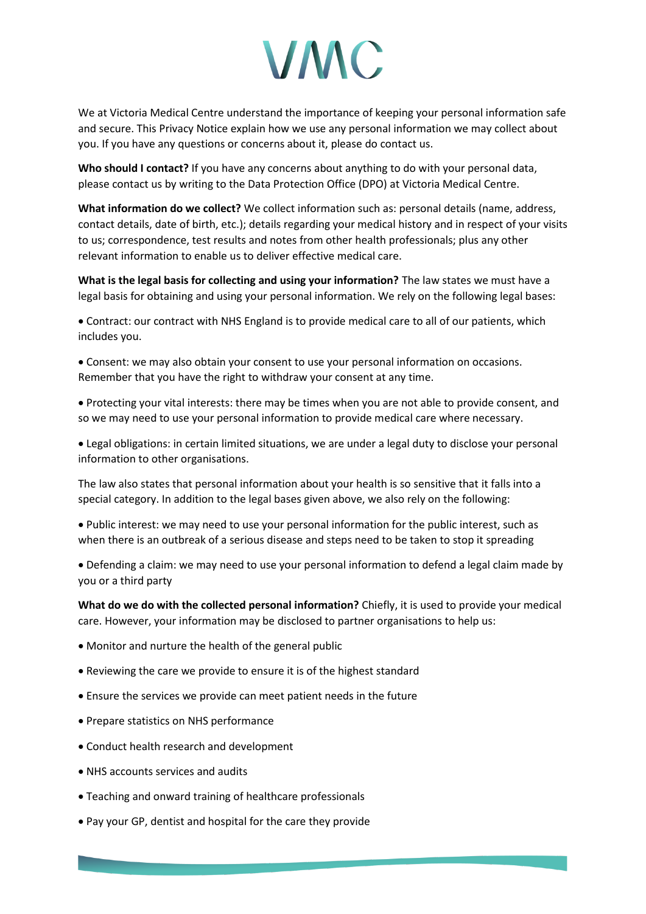# VMC

We at Victoria Medical Centre understand the importance of keeping your personal information safe and secure. This Privacy Notice explain how we use any personal information we may collect about you. If you have any questions or concerns about it, please do contact us.

**Who should I contact?** If you have any concerns about anything to do with your personal data, please contact us by writing to the Data Protection Office (DPO) at Victoria Medical Centre.

**What information do we collect?** We collect information such as: personal details (name, address, contact details, date of birth, etc.); details regarding your medical history and in respect of your visits to us; correspondence, test results and notes from other health professionals; plus any other relevant information to enable us to deliver effective medical care.

**What is the legal basis for collecting and using your information?** The law states we must have a legal basis for obtaining and using your personal information. We rely on the following legal bases:

- Contract: our contract with NHS England is to provide medical care to all of our patients, which includes you.
- Consent: we may also obtain your consent to use your personal information on occasions. Remember that you have the right to withdraw your consent at any time.
- Protecting your vital interests: there may be times when you are not able to provide consent, and so we may need to use your personal information to provide medical care where necessary.
- Legal obligations: in certain limited situations, we are under a legal duty to disclose your personal information to other organisations.

The law also states that personal information about your health is so sensitive that it falls into a special category. In addition to the legal bases given above, we also rely on the following:

- Public interest: we may need to use your personal information for the public interest, such as when there is an outbreak of a serious disease and steps need to be taken to stop it spreading
- Defending a claim: we may need to use your personal information to defend a legal claim made by you or a third party

**What do we do with the collected personal information?** Chiefly, it is used to provide your medical care. However, your information may be disclosed to partner organisations to help us:

- Monitor and nurture the health of the general public
- Reviewing the care we provide to ensure it is of the highest standard
- Ensure the services we provide can meet patient needs in the future
- Prepare statistics on NHS performance
- Conduct health research and development
- NHS accounts services and audits
- Teaching and onward training of healthcare professionals
- Pay your GP, dentist and hospital for the care they provide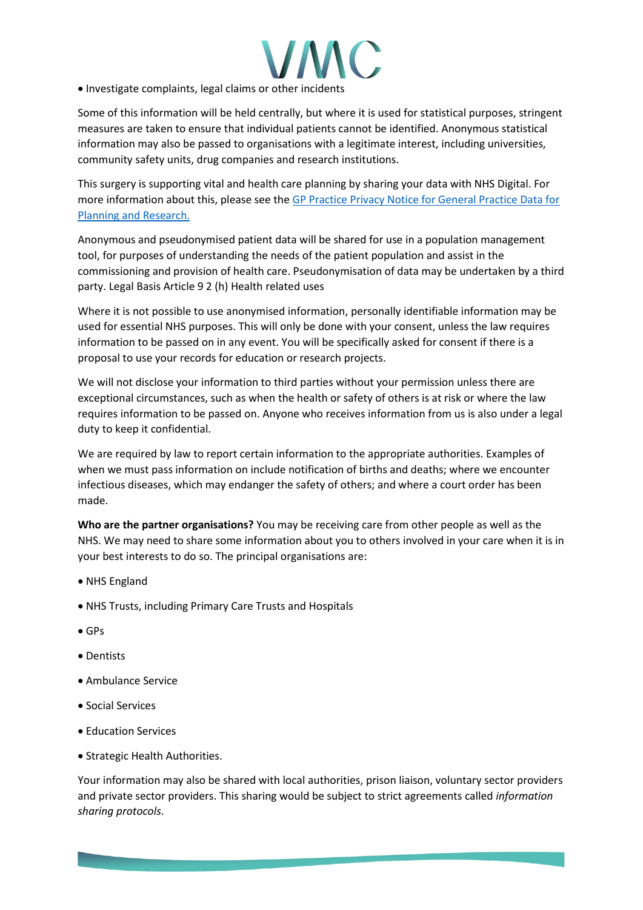- Investigate complaints, legal claims or other incidents

Some of this information will be held centrally, but where it is used for statistical purposes, stringent measures are taken to ensure that individual patients cannot be identified. Anonymous statistical information may also be passed to organisations with a legitimate interest, including universities, community safety units, drug companies and research institutions.

This surgery is supporting vital and health care planning by sharing your data with NHS Digital. For more information about this, please see the [GP Practice Privacy Notice for General Practice Data for Planning and Research.]()

Anonymous and pseudonymised patient data will be shared for use in a population management tool, for purposes of understanding the needs of the patient population and assist in the commissioning and provision of health care. Pseudonymisation of data may be undertaken by a third party. Legal Basis Article 9 2 (h) Health related uses

Where it is not possible to use anonymised information, personally identifiable information may be used for essential NHS purposes. This will only be done with your consent, unless the law requires information to be passed on in any event. You will be specifically asked for consent if there is a proposal to use your records for education or research projects.

We will not disclose your information to third parties without your permission unless there are exceptional circumstances, such as when the health or safety of others is at risk or where the law requires information to be passed on. Anyone who receives information from us is also under a legal duty to keep it confidential.

We are required by law to report certain information to the appropriate authorities. Examples of when we must pass information on include notification of births and deaths; where we encounter infectious diseases, which may endanger the safety of others; and where a court order has been made.

**Who are the partner organisations?** You may be receiving care from other people as well as the NHS. We may need to share some information about you to others involved in your care when it is in your best interests to do so. The principal organisations are:

- NHS England
- NHS Trusts, including Primary Care Trusts and Hospitals
- GPs
- Dentists
- Ambulance Service
- Social Services
- Education Services
- Strategic Health Authorities.

Your information may also be shared with local authorities, prison liaison, voluntary sector providers and private sector providers. This sharing would be subject to strict agreements called *information sharing protocols*.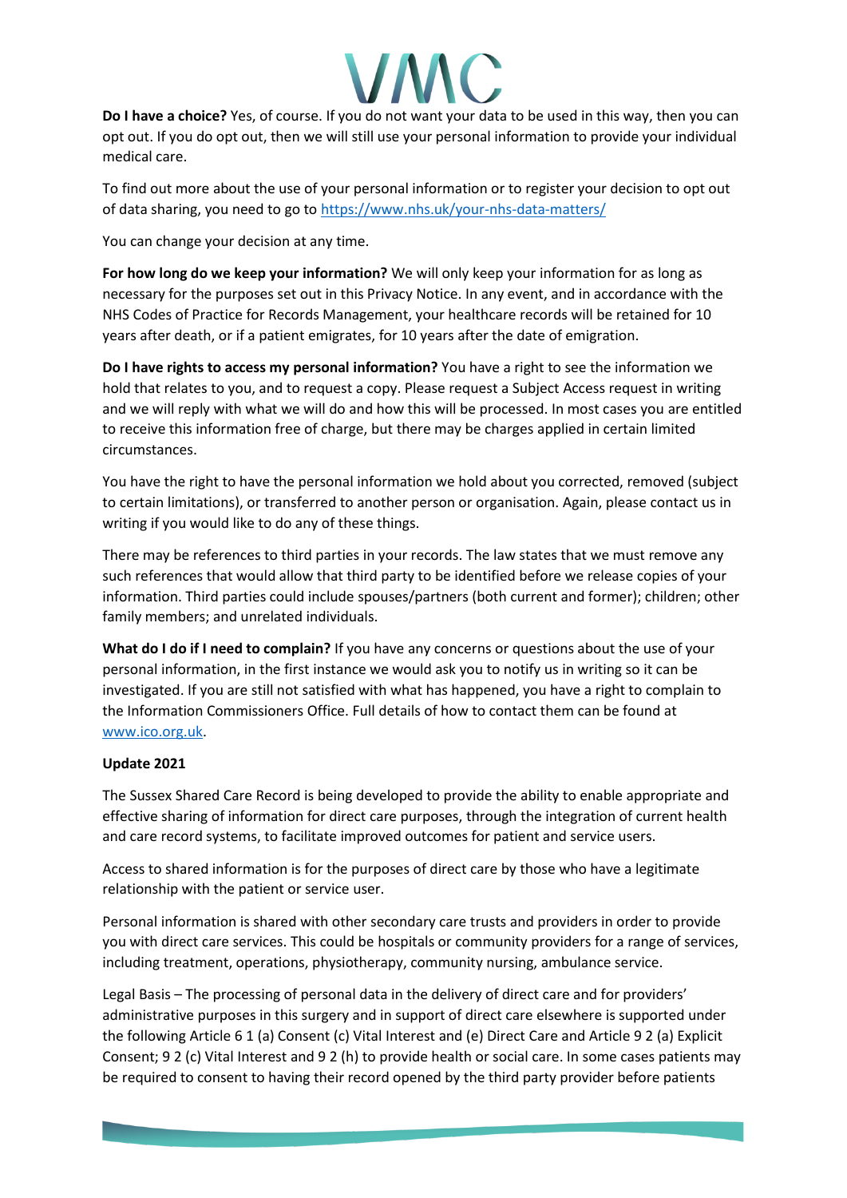**Do I have a choice?** Yes, of course. If you do not want your data to be used in this way, then you can opt out. If you do opt out, then we will still use your personal information to provide your individual medical care.

To find out more about the use of your personal information or to register your decision to opt out of data sharing, you need to go to https://www.nhs.uk/your-nhs-data-matters/

You can change your decision at any time.

**For how long do we keep your information?** We will only keep your information for as long as necessary for the purposes set out in this Privacy Notice. In any event, and in accordance with the NHS Codes of Practice for Records Management, your healthcare records will be retained for 10 years after death, or if a patient emigrates, for 10 years after the date of emigration.

**Do I have rights to access my personal information?** You have a right to see the information we hold that relates to you, and to request a copy. Please request a Subject Access request in writing and we will reply with what we will do and how this will be processed. In most cases you are entitled to receive this information free of charge, but there may be charges applied in certain limited circumstances.

You have the right to have the personal information we hold about you corrected, removed (subject to certain limitations), or transferred to another person or organisation. Again, please contact us in writing if you would like to do any of these things.

There may be references to third parties in your records. The law states that we must remove any such references that would allow that third party to be identified before we release copies of your information. Third parties could include spouses/partners (both current and former); children; other family members; and unrelated individuals.

**What do I do if I need to complain?** If you have any concerns or questions about the use of your personal information, in the first instance we would ask you to notify us in writing so it can be investigated. If you are still not satisfied with what has happened, you have a right to complain to the Information Commissioners Office. Full details of how to contact them can be found at www.ico.org.uk.

**Update 2021**

The Sussex Shared Care Record is being developed to provide the ability to enable appropriate and effective sharing of information for direct care purposes, through the integration of current health and care record systems, to facilitate improved outcomes for patient and service users.

Access to shared information is for the purposes of direct care by those who have a legitimate relationship with the patient or service user.

Personal information is shared with other secondary care trusts and providers in order to provide you with direct care services. This could be hospitals or community providers for a range of services, including treatment, operations, physiotherapy, community nursing, ambulance service.

Legal Basis – The processing of personal data in the delivery of direct care and for providers' administrative purposes in this surgery and in support of direct care elsewhere is supported under the following Article 6 1 (a) Consent (c) Vital Interest and (e) Direct Care and Article 9 2 (a) Explicit Consent; 9 2 (c) Vital Interest and 9 2 (h) to provide health or social care. In some cases patients may be required to consent to having their record opened by the third party provider before patients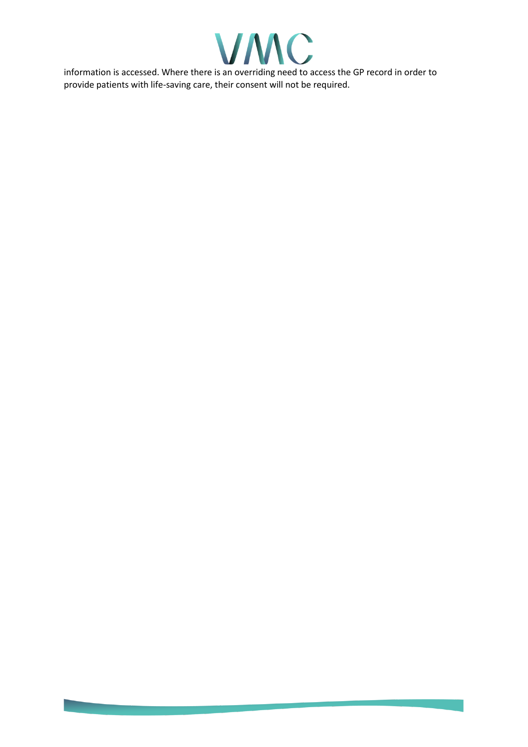information is accessed. Where there is an overriding need to access the GP record in order to provide patients with life-saving care, their consent will not be required.